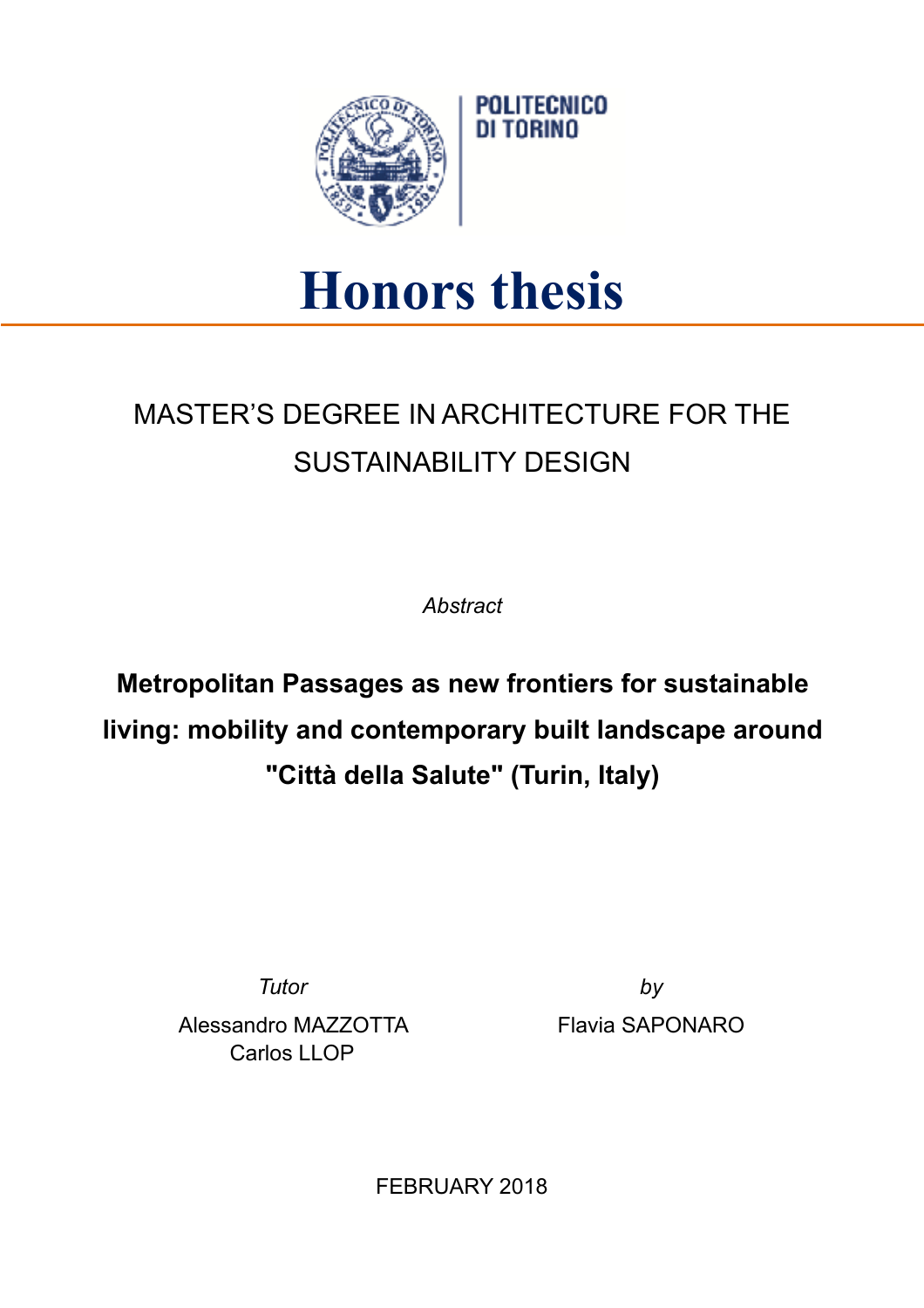POLITECNICO DI TORINO

# Honors thesis

MASTER'S DEGREE IN ARCHITECTURE FOR THE SUSTAINABILITY DESIGN

*Abstract*

**Metropolitan Passages as new frontiers for sustainable living: mobility and contemporary built landscape around "Città della Salute" (Turin, Italy)**

*Tutor*

Alessandro MAZZOTTA
Carlos LLOP

*by*

Flavia SAPONARO

FEBRUARY 2018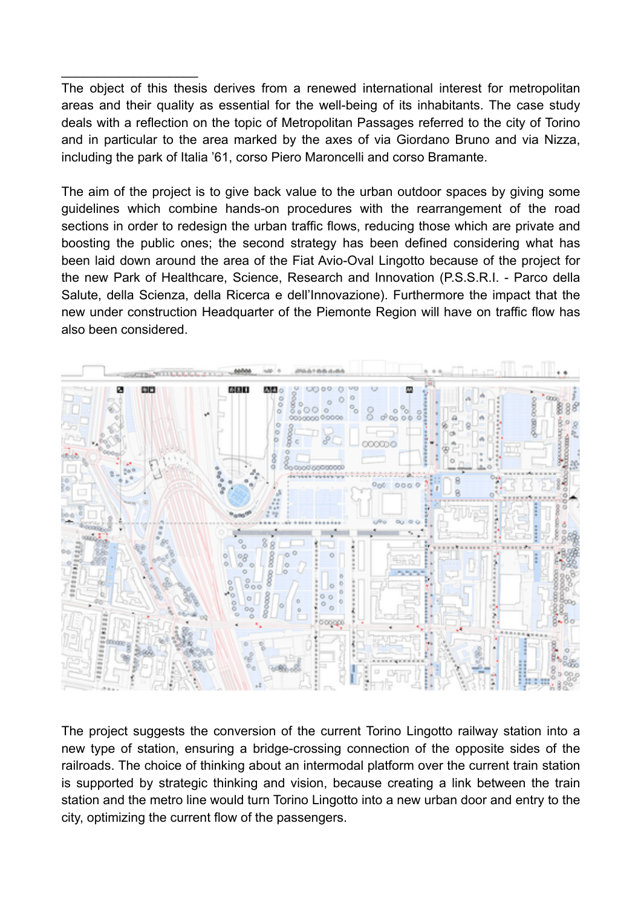The object of this thesis derives from a renewed international interest for metropolitan areas and their quality as essential for the well-being of its inhabitants. The case study deals with a reflection on the topic of Metropolitan Passages referred to the city of Torino and in particular to the area marked by the axes of via Giordano Bruno and via Nizza, including the park of Italia '61, corso Piero Maroncelli and corso Bramante.

The aim of the project is to give back value to the urban outdoor spaces by giving some guidelines which combine hands-on procedures with the rearrangement of the road sections in order to redesign the urban traffic flows, reducing those which are private and boosting the public ones; the second strategy has been defined considering what has been laid down around the area of the Fiat Avio-Oval Lingotto because of the project for the new Park of Healthcare, Science, Research and Innovation (P.S.S.R.I. - Parco della Salute, della Scienza, della Ricerca e dell'Innovazione). Furthermore the impact that the new under construction Headquarter of the Piemonte Region will have on traffic flow has also been considered.

The project suggests the conversion of the current Torino Lingotto railway station into a new type of station, ensuring a bridge-crossing connection of the opposite sides of the railroads. The choice of thinking about an intermodal platform over the current train station is supported by strategic thinking and vision, because creating a link between the train station and the metro line would turn Torino Lingotto into a new urban door and entry to the city, optimizing the current flow of the passengers.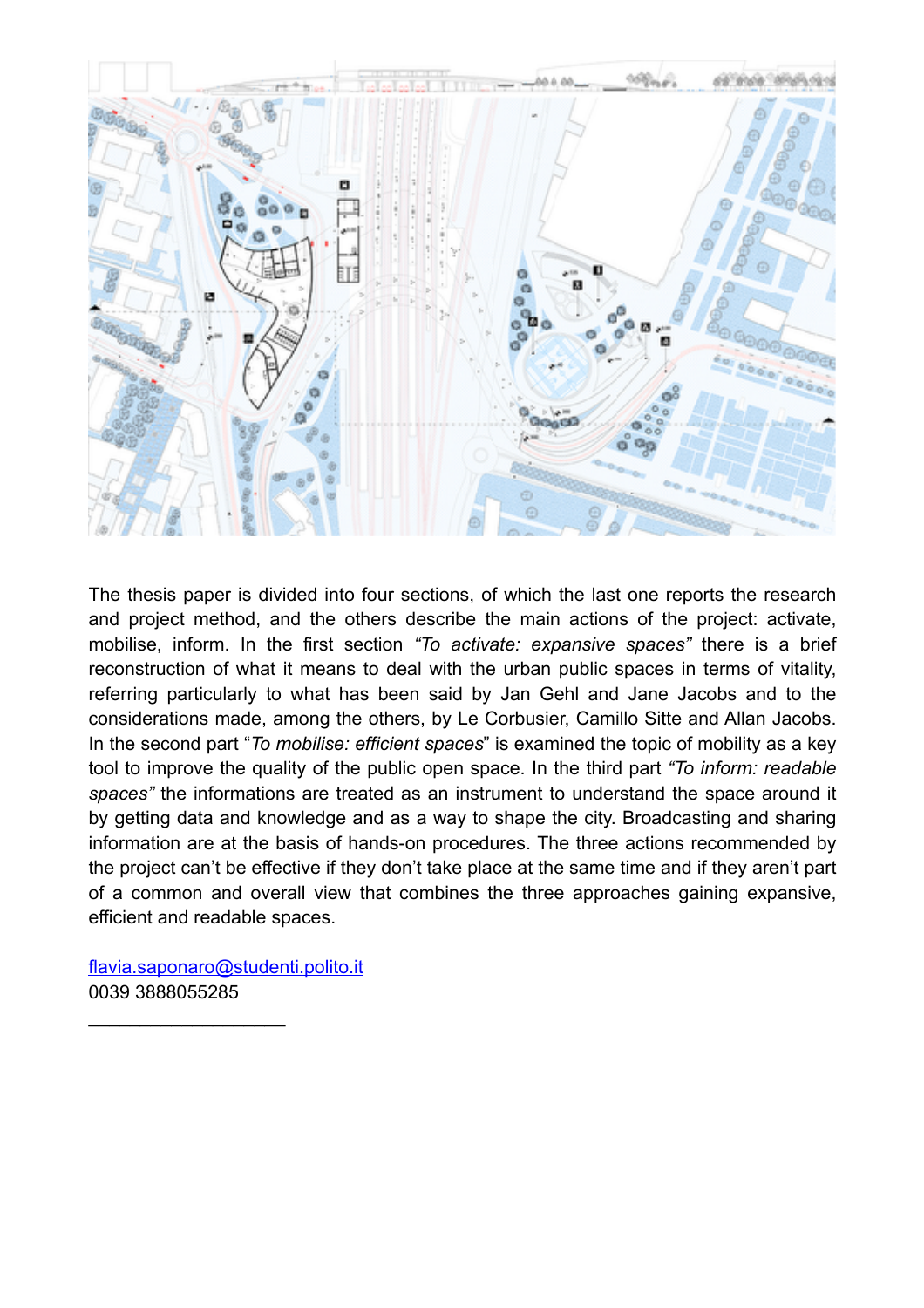The thesis paper is divided into four sections, of which the last one reports the research and project method, and the others describe the main actions of the project: activate, mobilise, inform. In the first section *"To activate: expansive spaces"* there is a brief reconstruction of what it means to deal with the urban public spaces in terms of vitality, referring particularly to what has been said by Jan Gehl and Jane Jacobs and to the considerations made, among the others, by Le Corbusier, Camillo Sitte and Allan Jacobs. In the second part "*To mobilise: efficient spaces*" is examined the topic of mobility as a key tool to improve the quality of the public open space. In the third part *"To inform: readable spaces"* the informations are treated as an instrument to understand the space around it by getting data and knowledge and as a way to shape the city. Broadcasting and sharing information are at the basis of hands-on procedures. The three actions recommended by the project can't be effective if they don't take place at the same time and if they aren't part of a common and overall view that combines the three approaches gaining expansive, efficient and readable spaces.

flavia.saponaro@studenti.polito.it
0039 3888055285

___________________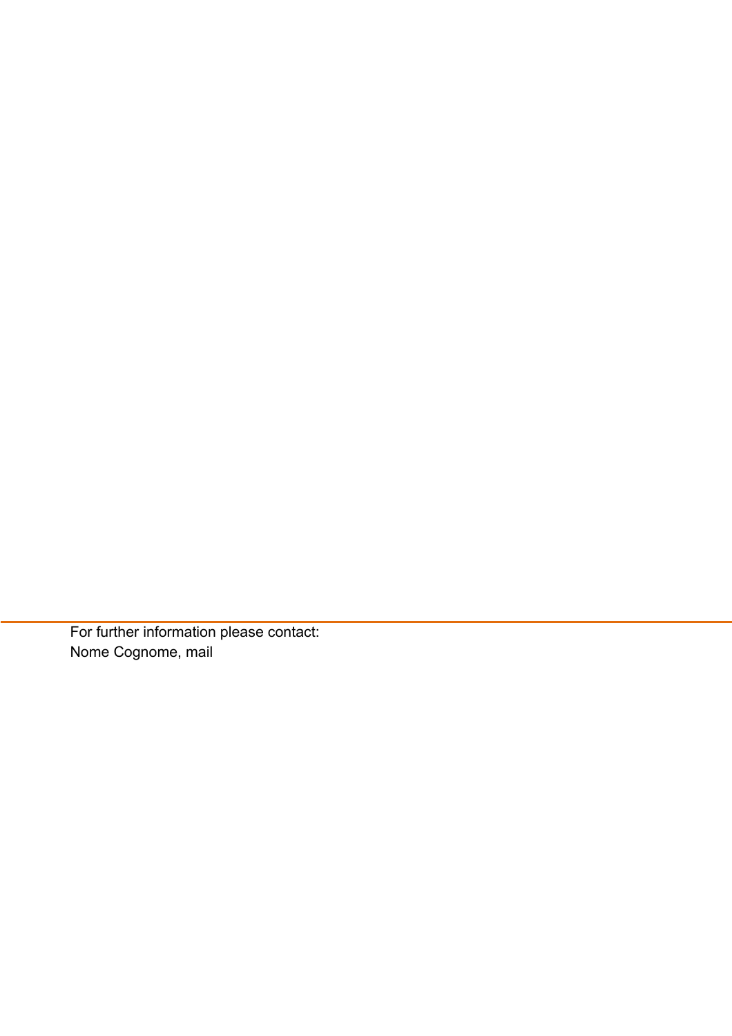For further information please contact:
Nome Cognome, mail